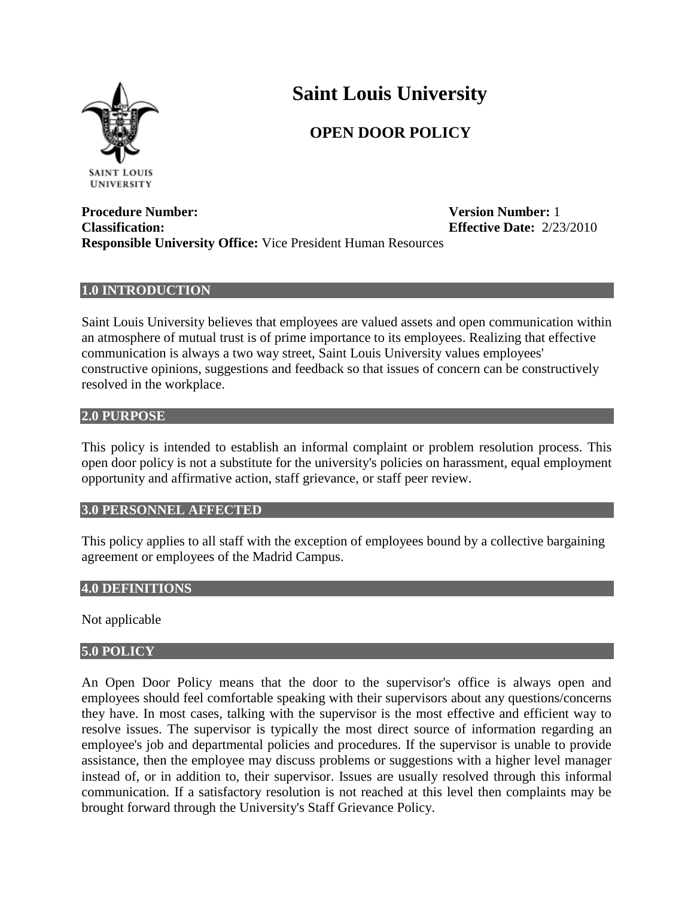# Saint Louis University

## OPEN DOOR POLICY

**Procedure Number:** 
**Version Number:** 1
**Classification:** 
**Effective Date:** 2/23/2010
**Responsible University Office:** Vice President Human Resources

### 1.0 INTRODUCTION

Saint Louis University believes that employees are valued assets and open communication within an atmosphere of mutual trust is of prime importance to its employees. Realizing that effective communication is always a two way street, Saint Louis University values employees' constructive opinions, suggestions and feedback so that issues of concern can be constructively resolved in the workplace.

### 2.0 PURPOSE

This policy is intended to establish an informal complaint or problem resolution process. This open door policy is not a substitute for the university's policies on harassment, equal employment opportunity and affirmative action, staff grievance, or staff peer review.

### 3.0 PERSONNEL AFFECTED

This policy applies to all staff with the exception of employees bound by a collective bargaining agreement or employees of the Madrid Campus.

### 4.0 DEFINITIONS

Not applicable

### 5.0 POLICY

An Open Door Policy means that the door to the supervisor's office is always open and employees should feel comfortable speaking with their supervisors about any questions/concerns they have. In most cases, talking with the supervisor is the most effective and efficient way to resolve issues. The supervisor is typically the most direct source of information regarding an employee's job and departmental policies and procedures. If the supervisor is unable to provide assistance, then the employee may discuss problems or suggestions with a higher level manager instead of, or in addition to, their supervisor. Issues are usually resolved through this informal communication. If a satisfactory resolution is not reached at this level then complaints may be brought forward through the University's Staff Grievance Policy.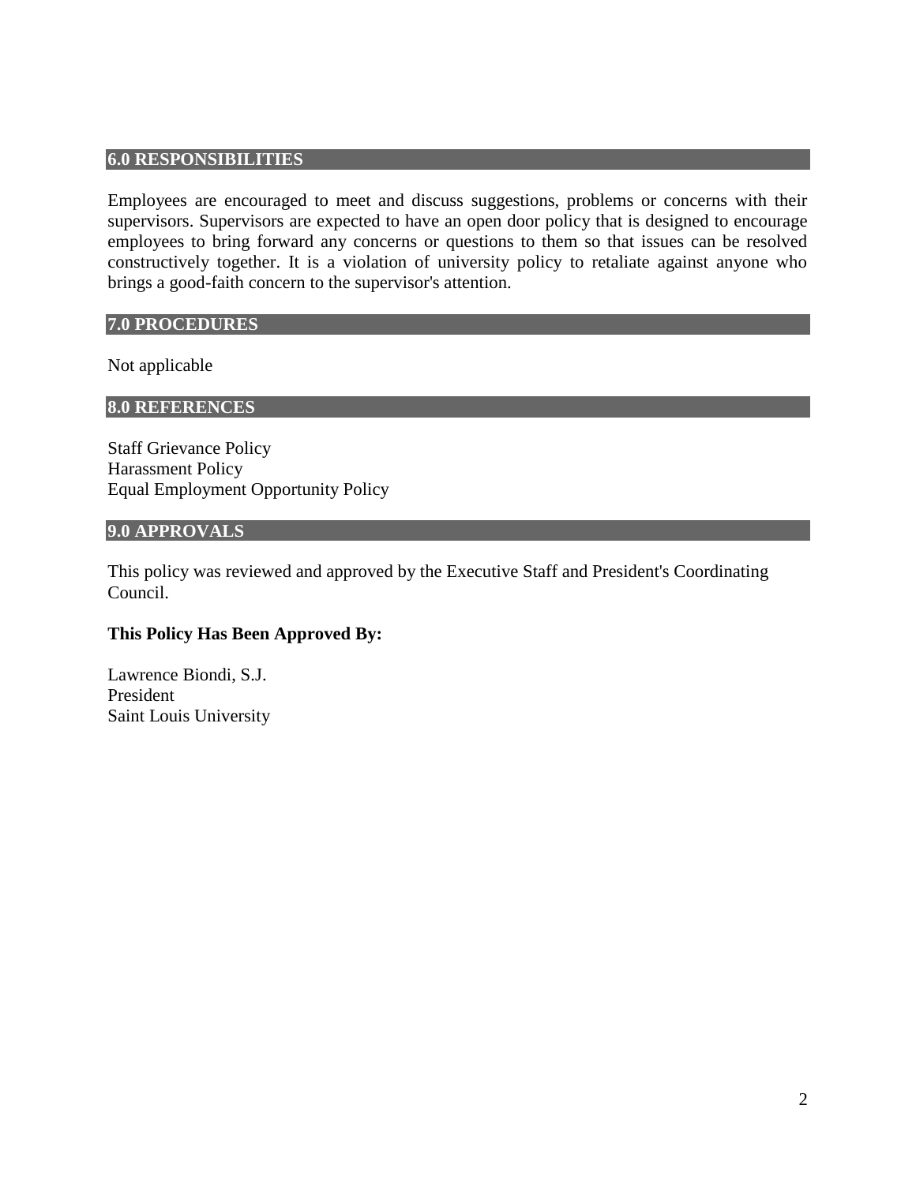## 6.0 RESPONSIBILITIES

Employees are encouraged to meet and discuss suggestions, problems or concerns with their supervisors. Supervisors are expected to have an open door policy that is designed to encourage employees to bring forward any concerns or questions to them so that issues can be resolved constructively together. It is a violation of university policy to retaliate against anyone who brings a good-faith concern to the supervisor's attention.

## 7.0 PROCEDURES

Not applicable

## 8.0 REFERENCES

Staff Grievance Policy
Harassment Policy
Equal Employment Opportunity Policy

## 9.0 APPROVALS

This policy was reviewed and approved by the Executive Staff and President's Coordinating Council.

**This Policy Has Been Approved By:**

Lawrence Biondi, S.J.
President
Saint Louis University